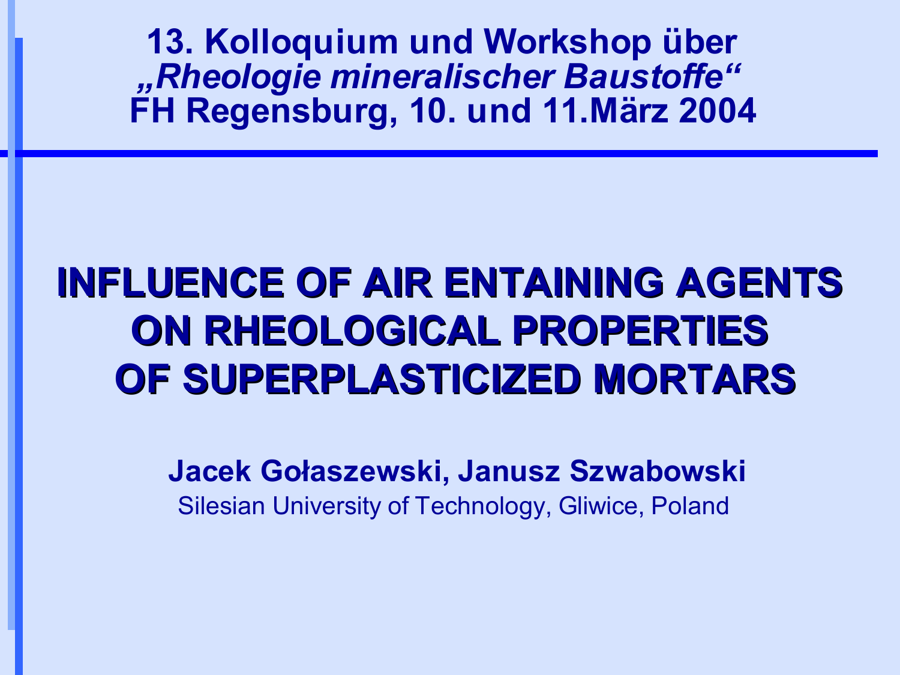**13. Kolloquium und Workshop über**
**„*Rheologie mineralischer Baustoffe*"**
**FH Regensburg, 10. und 11.März 2004**

# INFLUENCE OF AIR ENTAINING AGENTS ON RHEOLOGICAL PROPERTIES OF SUPERPLASTICIZED MORTARS

**Jacek Gołaszewski, Janusz Szwabowski**

Silesian University of Technology, Gliwice, Poland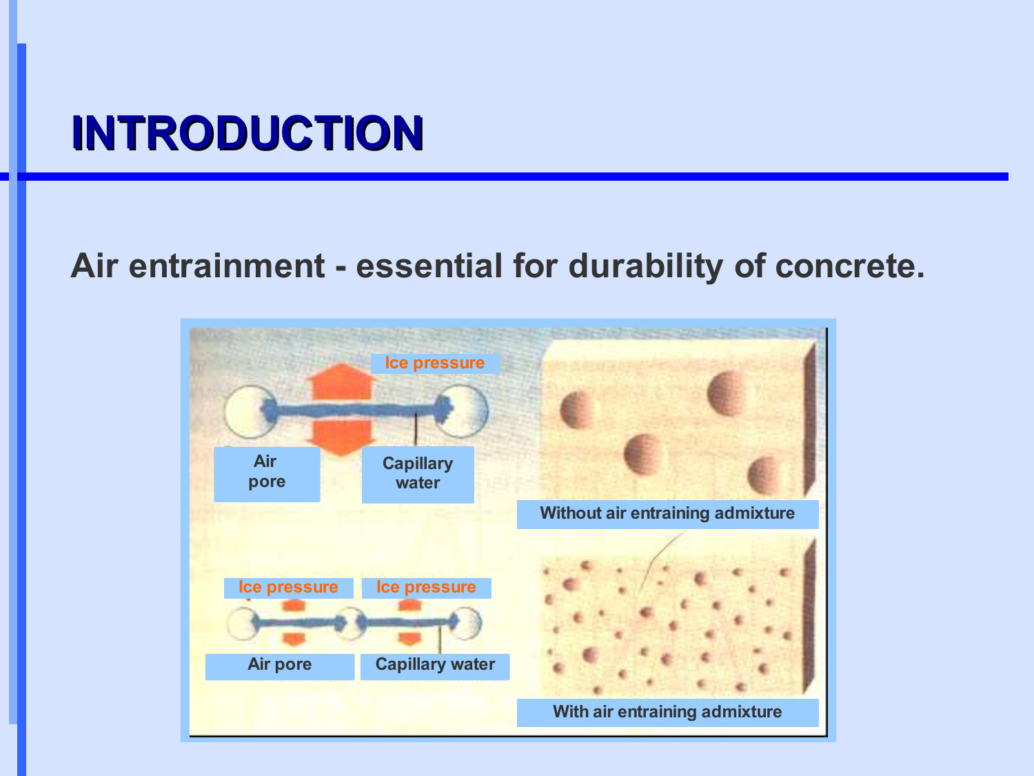# INTRODUCTION

**Air entrainment - essential for durability of concrete.**

Ice pressure

Air pore

Capillary water

Without air entraining admixture

Ice pressure

Ice pressure

Air pore

Capillary water

With air entraining admixture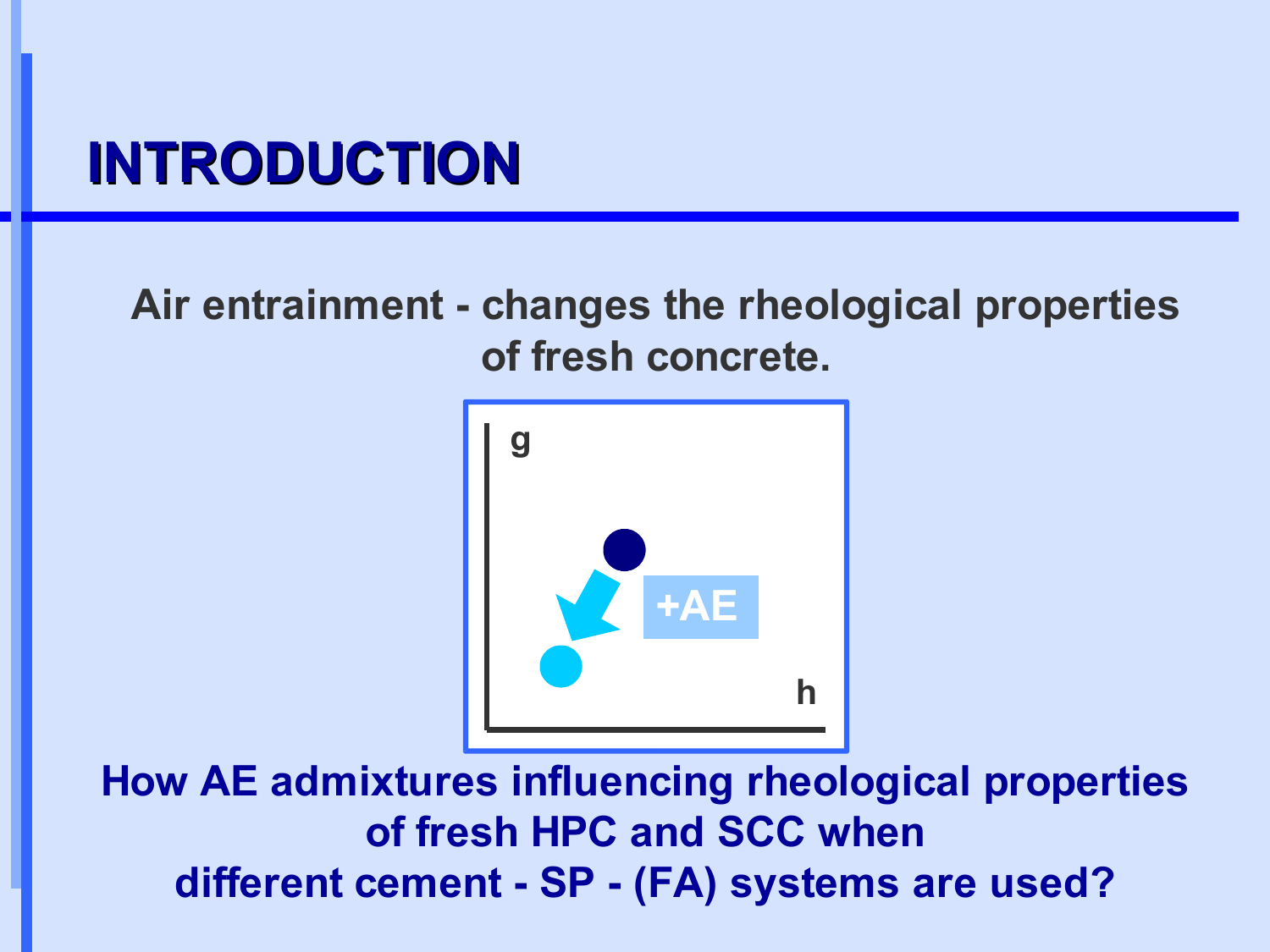# INTRODUCTION

**Air entrainment - changes the rheological properties of fresh concrete.**

g

+AE

h

**How AE admixtures influencing rheological properties of fresh HPC and SCC when different cement - SP - (FA) systems are used?**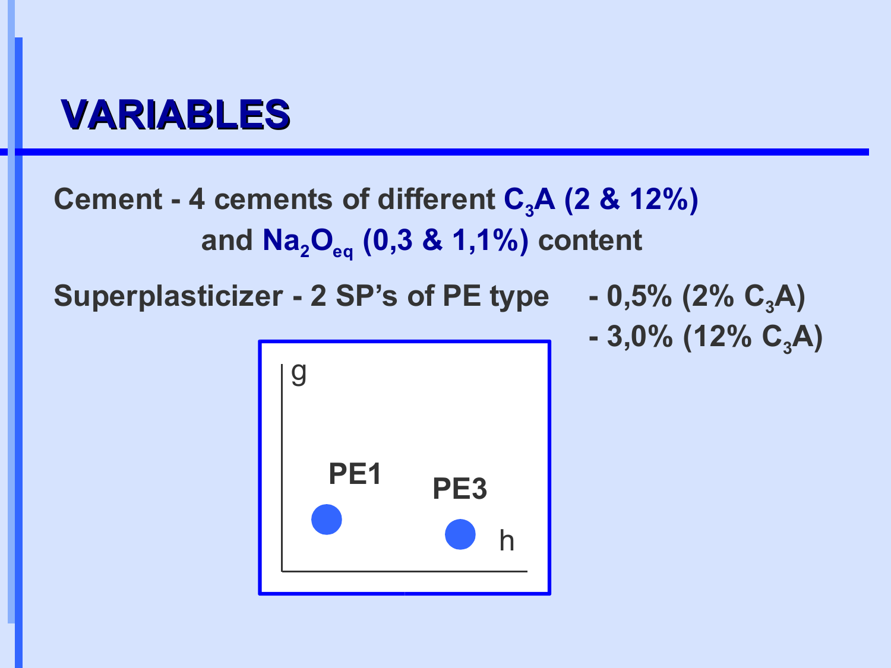# VARIABLES

Cement - 4 cements of different $C_3A$ (2 & 12%) and $Na_2O_{eq}$ (0,3 & 1,1%) content

Superplasticizer - 2 SP's of PE type

- 0,5% (2% $C_3A$)
- 3,0% (12% $C_3A$)

g

PE1

PE3

h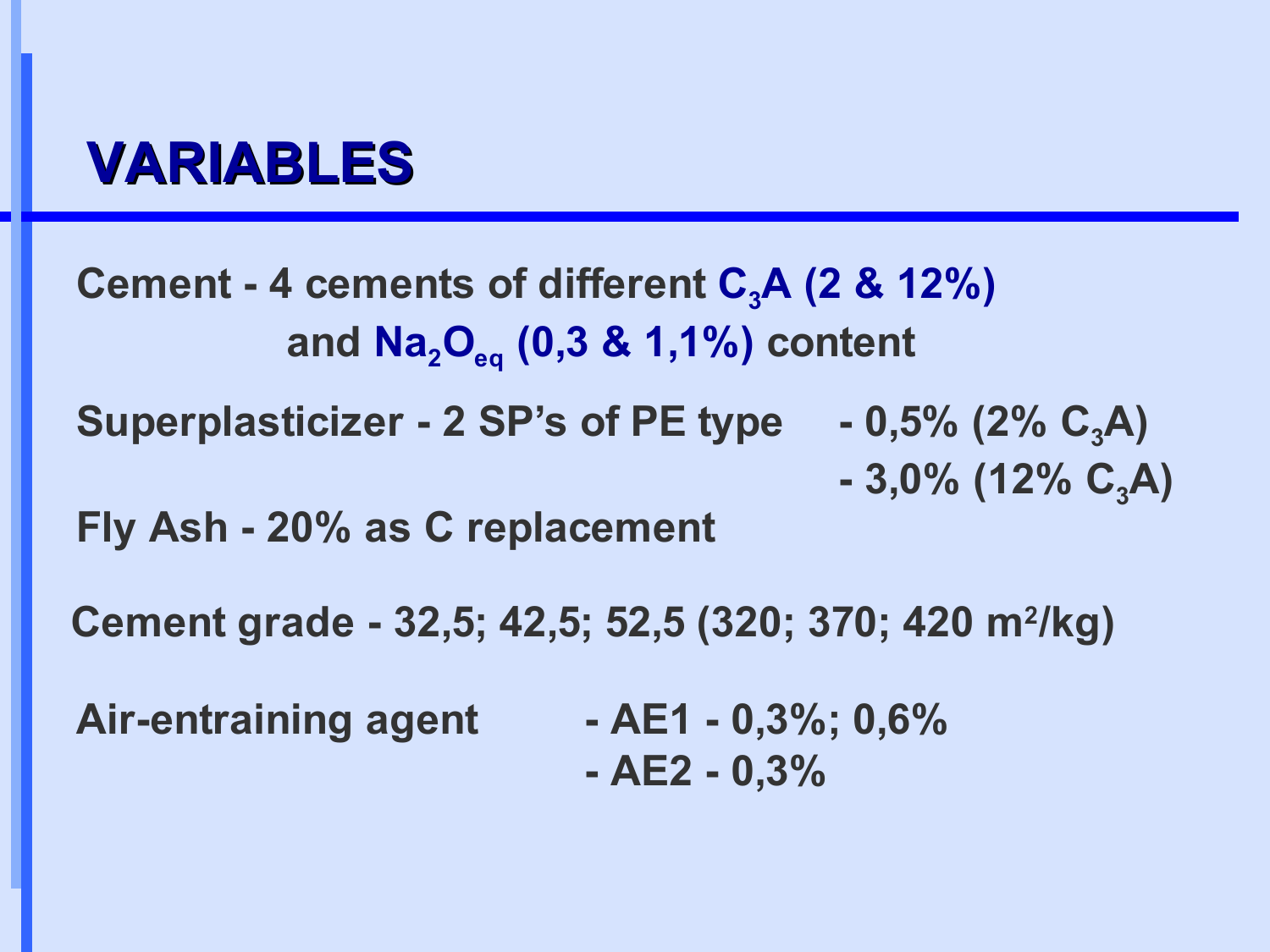# VARIABLES

**Cement** - 4 cements of different $C_3A$ (2 & 12%) and $Na_2O_{eq}$ (0,3 & 1,1%) content

**Superplasticizer** - 2 SP's of PE type
- 0,5% (2% $C_3A$)
- 3,0% (12% $C_3A$)

**Fly Ash** - 20% as C replacement

**Cement grade** - 32,5; 42,5; 52,5 (320; 370; 420 $m^2/kg$)

**Air-entraining agent**
- AE1 - 0,3%; 0,6%
- AE2 - 0,3%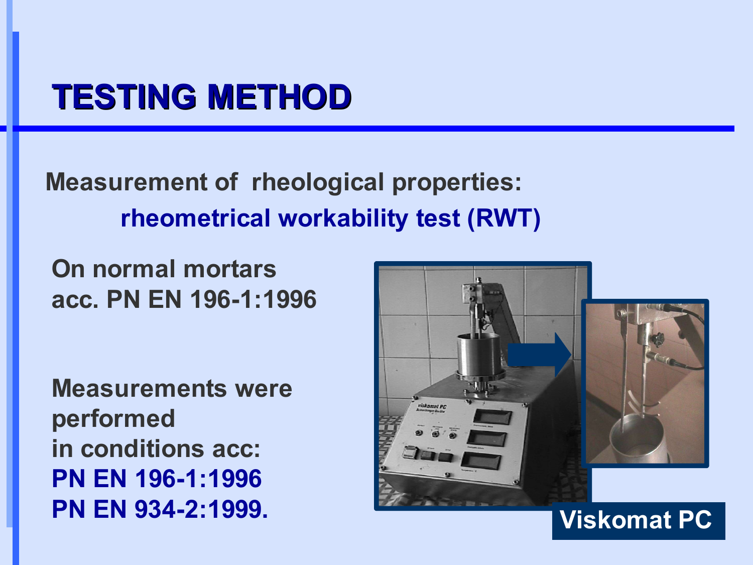# TESTING METHOD

**Measurement of rheological properties:**

**rheometrical workability test (RWT)**

**On normal mortars acc. PN EN 196-1:1996**

**Measurements were performed in conditions acc:**
**PN EN 196-1:1996**
**PN EN 934-2:1999.**

**Viskomat PC**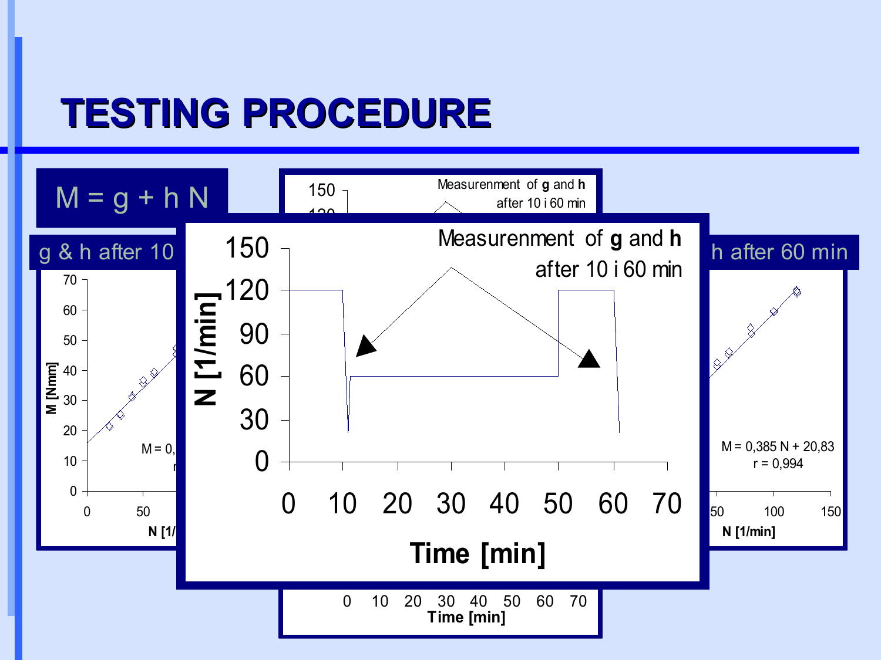# TESTING PROCEDURE

$M = g + h\,N$

g & h after 10

h after 60 min

Measurenment of **g** and **h** after 10 i 60 min

N [1/min]

Time [min]

M [Nmm]

M = 0,385 N + 20,83
r = 0,994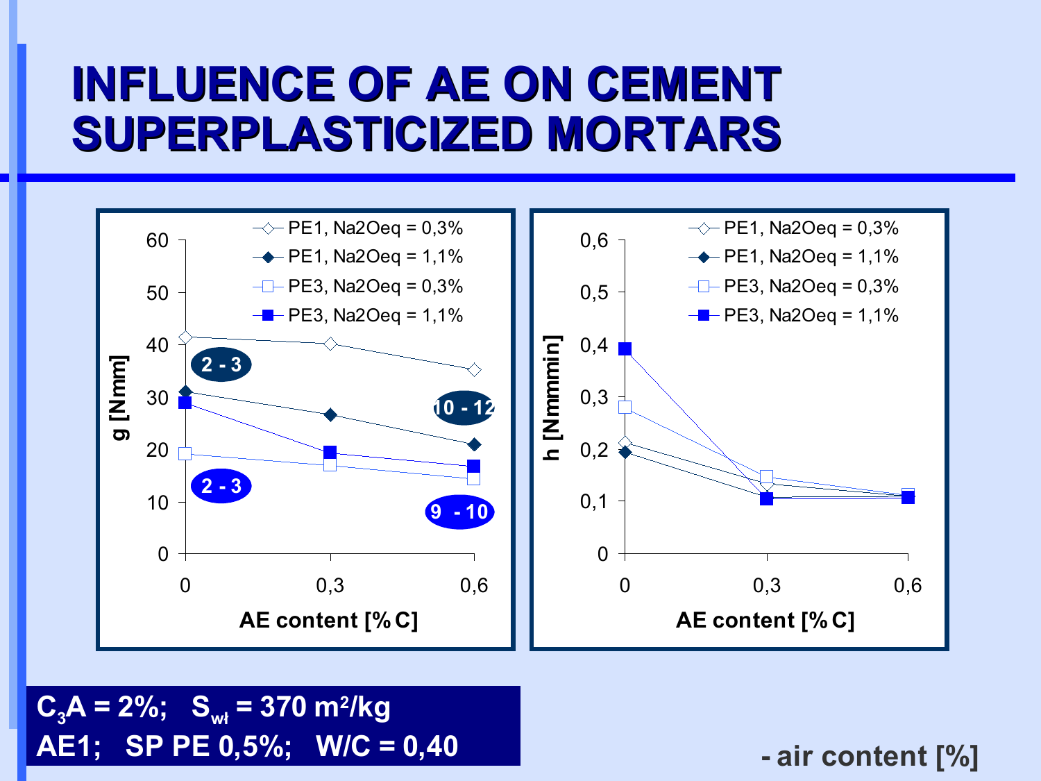# INFLUENCE OF AE ON CEMENT SUPERPLASTICIZED MORTARS

Left chart: g [Nmm] vs. AE content [% C]

- PE1, Na2Oeq = 0,3%
- PE1, Na2Oeq = 1,1%
- PE3, Na2Oeq = 0,3%
- PE3, Na2Oeq = 1,1%

Annotations: 2 - 3; 10 - 12; 2 - 3; 9 - 10

Right chart: h [Nmmmin] vs. AE content [% C]

- PE1, Na2Oeq = 0,3%
- PE1, Na2Oeq = 1,1%
- PE3, Na2Oeq = 0,3%
- PE3, Na2Oeq = 1,1%

**$C_3A$ = 2%; $S_{wł}$ = 370 m²/kg**
**AE1; SP PE 0,5%; W/C = 0,40**

**- air content [%]**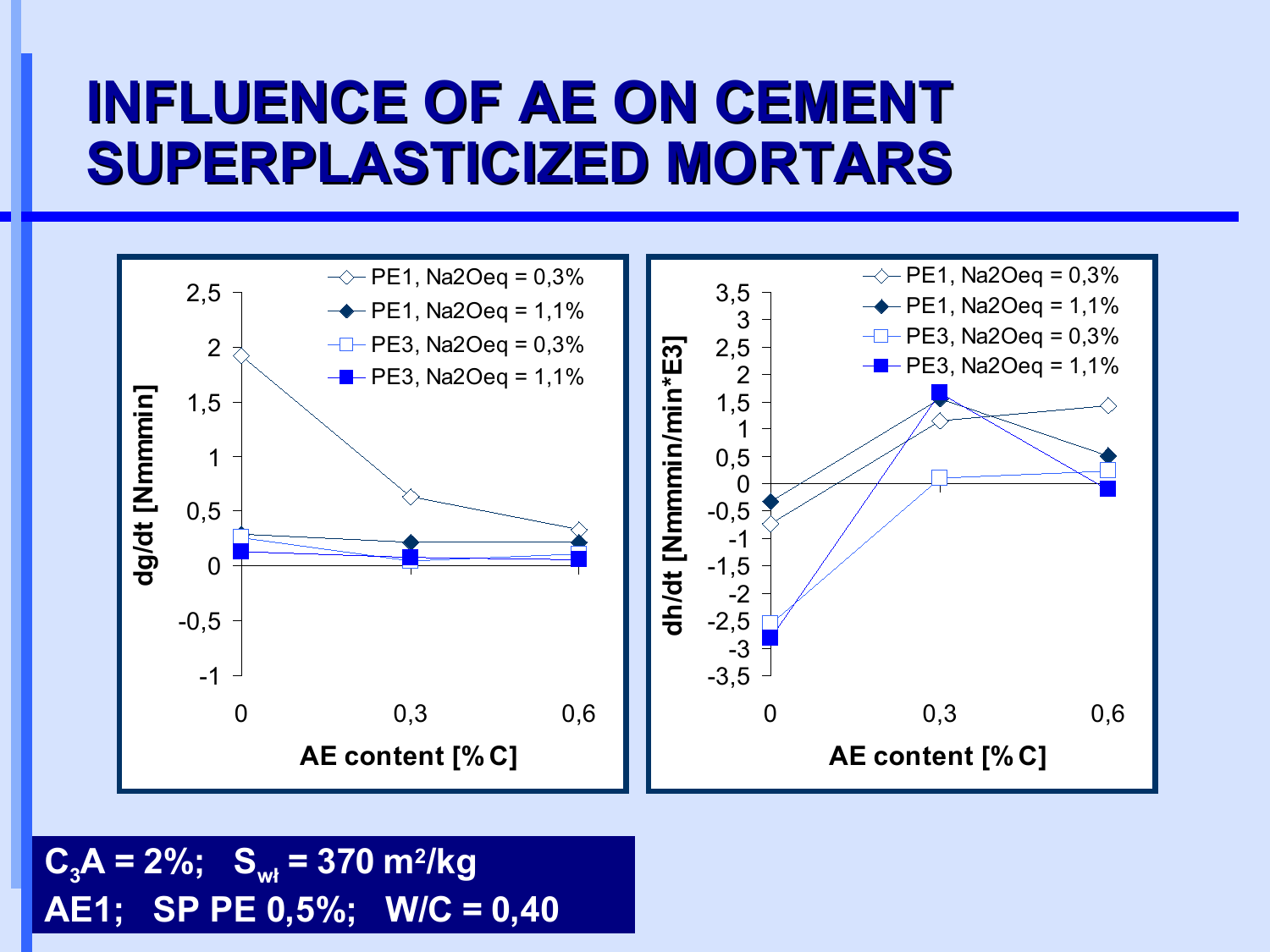# INFLUENCE OF AE ON CEMENT SUPERPLASTICIZED MORTARS

$C_3A$ = 2%; $S_{wł}$ = 370 m²/kg

AE1; SP PE 0,5%; W/C = 0,40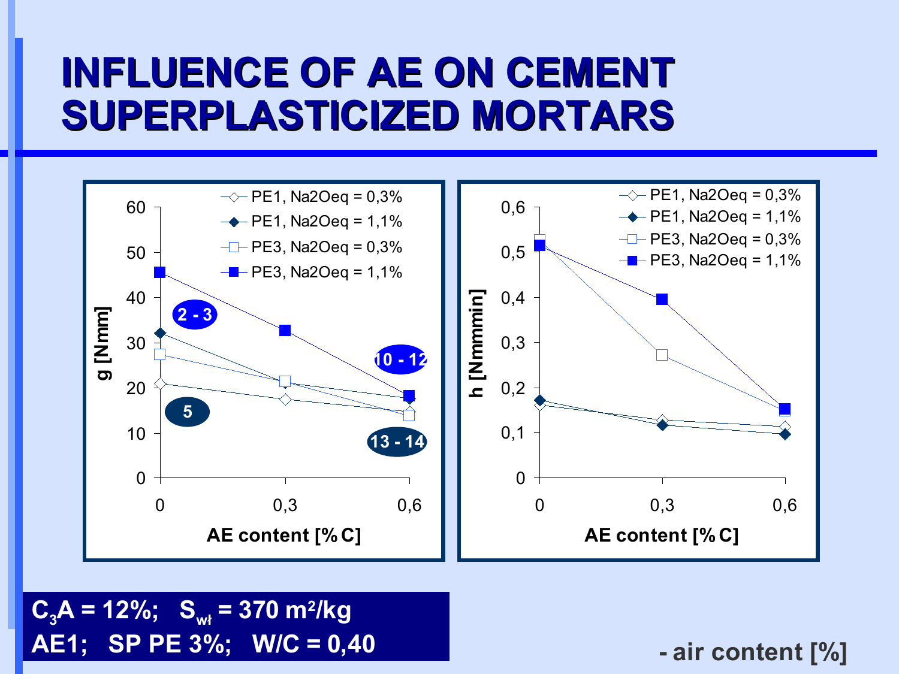# INFLUENCE OF AE ON CEMENT SUPERPLASTICIZED MORTARS

$C_3A$ = 12%; $S_{wł}$ = 370 m²/kg

AE1; SP PE 3%; W/C = 0,40

- air content [%]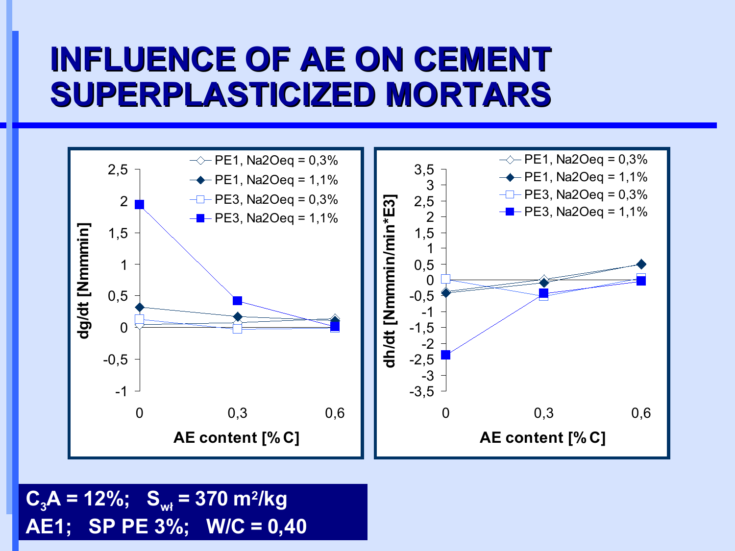# INFLUENCE OF AE ON CEMENT SUPERPLASTICIZED MORTARS

$C_3A$ = 12%; $S_{wł}$ = 370 m²/kg

AE1; SP PE 3%; W/C = 0,40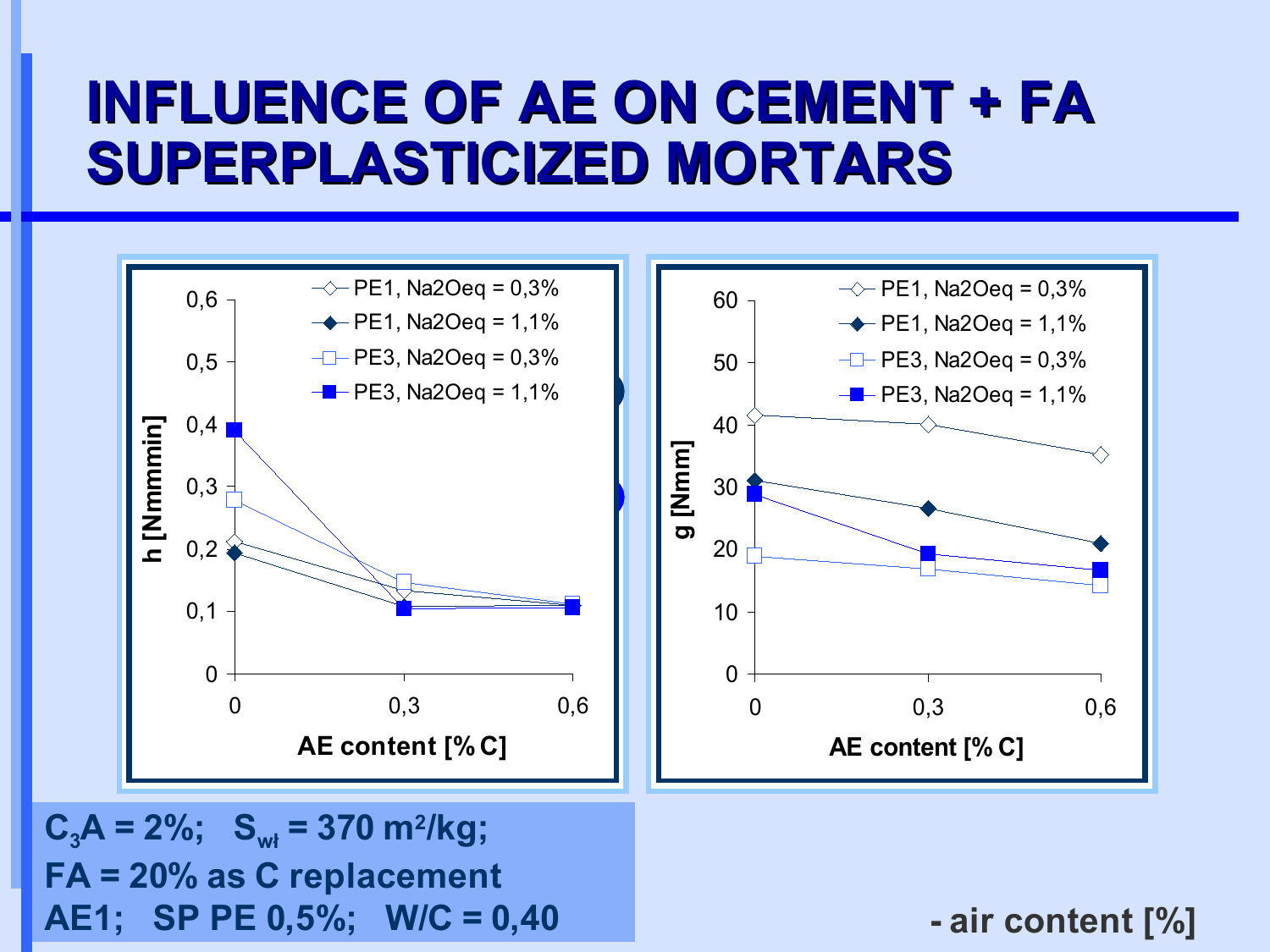# INFLUENCE OF AE ON CEMENT + FA SUPERPLASTICIZED MORTARS

**Left chart:** h [Nmmmin] vs. AE content [% C]

| AE content [% C] | PE1, Na2Oeq = 0,3% | PE1, Na2Oeq = 1,1% | PE3, Na2Oeq = 0,3% | PE3, Na2Oeq = 1,1% |
|---|---|---|---|---|
| 0 | 0,21 | 0,19 | 0,28 | 0,39 |
| 0,3 | 0,13 | 0,11 | 0,15 | 0,10 |
| 0,6 | 0,11 | 0,11 | 0,11 | 0,11 |

**Right chart:** g [Nmm] vs. AE content [% C]

| AE content [% C] | PE1, Na2Oeq = 0,3% | PE1, Na2Oeq = 1,1% | PE3, Na2Oeq = 0,3% | PE3, Na2Oeq = 1,1% |
|---|---|---|---|---|
| 0 | 41,5 | 31 | 19 | 29 |
| 0,3 | 40 | 26,5 | 17 | 19,5 |
| 0,6 | 35 | 21 | 14,5 | 16,5 |

**$C_3A$ = 2%; $S_{wł}$ = 370 m²/kg;**
**FA = 20% as C replacement**
**AE1; SP PE 0,5%; W/C = 0,40**

**- air content [%]**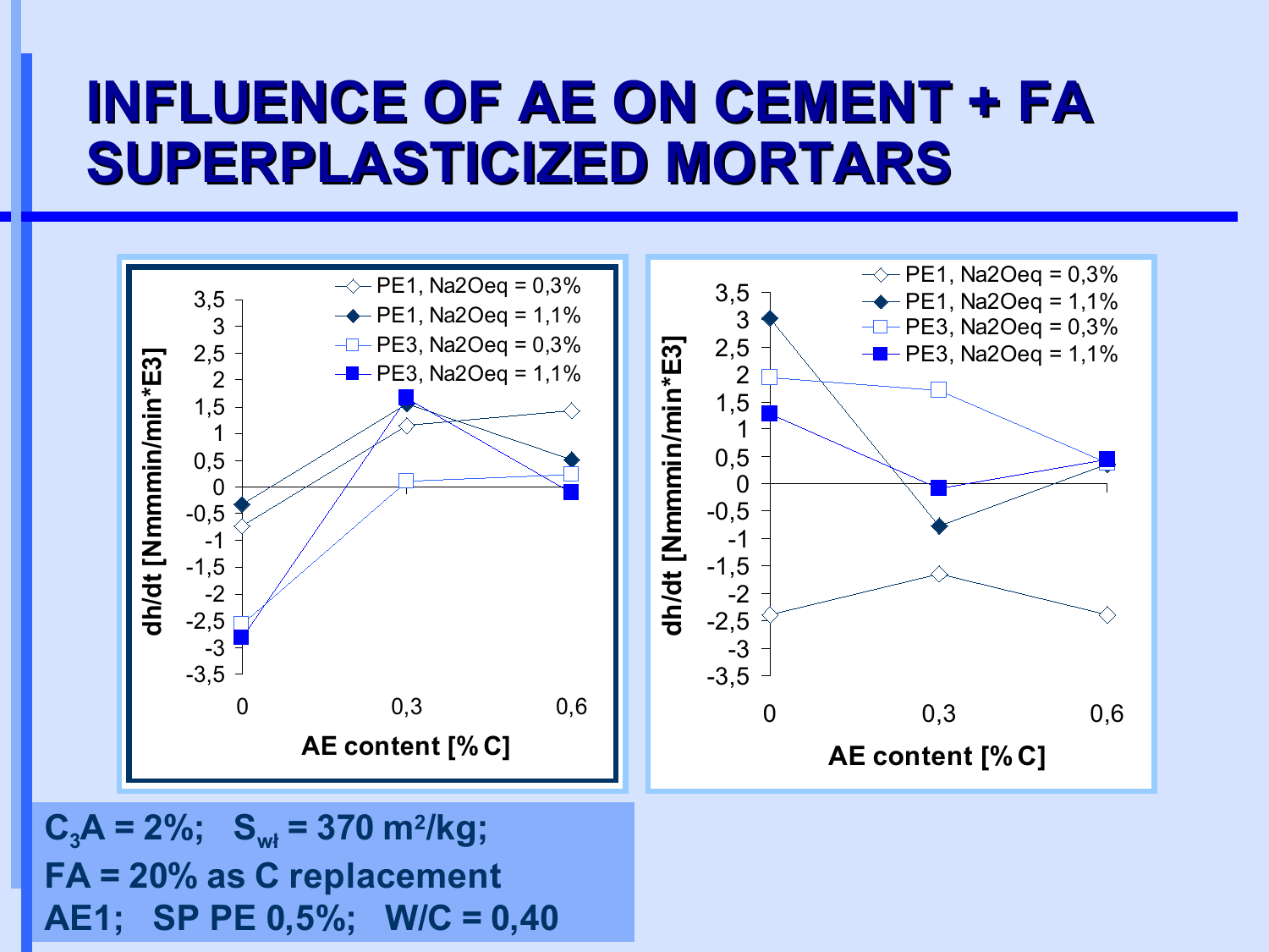# INFLUENCE OF AE ON CEMENT + FA SUPERPLASTICIZED MORTARS

$C_3A$ = 2%; $S_{wt}$ = 370 m²/kg;

FA = 20% as C replacement

AE1; SP PE 0,5%; W/C = 0,40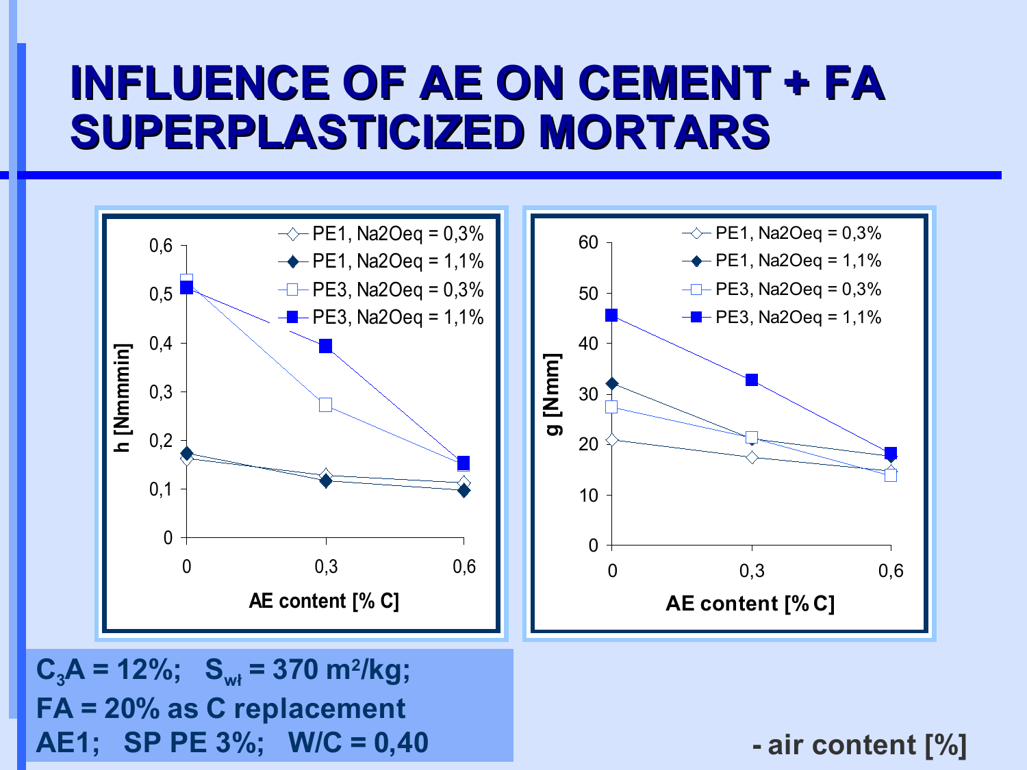# INFLUENCE OF AE ON CEMENT + FA SUPERPLASTICIZED MORTARS

| AE content [% C] | h [Nmmmin] PE1, Na2Oeq = 0,3% | h [Nmmmin] PE1, Na2Oeq = 1,1% | h [Nmmmin] PE3, Na2Oeq = 0,3% | h [Nmmmin] PE3, Na2Oeq = 1,1% |
|---|---|---|---|---|
| 0 | 0,16 | 0,17 | 0,53 | 0,51 |
| 0,3 | 0,13 | 0,12 | 0,27 | 0,39 |
| 0,6 | 0,11 | 0,10 | 0,15 | 0,15 |

| AE content [% C] | g [Nmm] PE1, Na2Oeq = 0,3% | g [Nmm] PE1, Na2Oeq = 1,1% | g [Nmm] PE3, Na2Oeq = 0,3% | g [Nmm] PE3, Na2Oeq = 1,1% |
|---|---|---|---|---|
| 0 | 21 | 32 | 27,5 | 45,5 |
| 0,3 | 17,5 | 21 | 21,5 | 33 |
| 0,6 | 15 | 17,5 | 14 | 18 |

$C_3A$ = 12%; $S_{wł}$ = 370 m²/kg;
FA = 20% as C replacement
AE1; SP PE 3%; W/C = 0,40

- air content [%]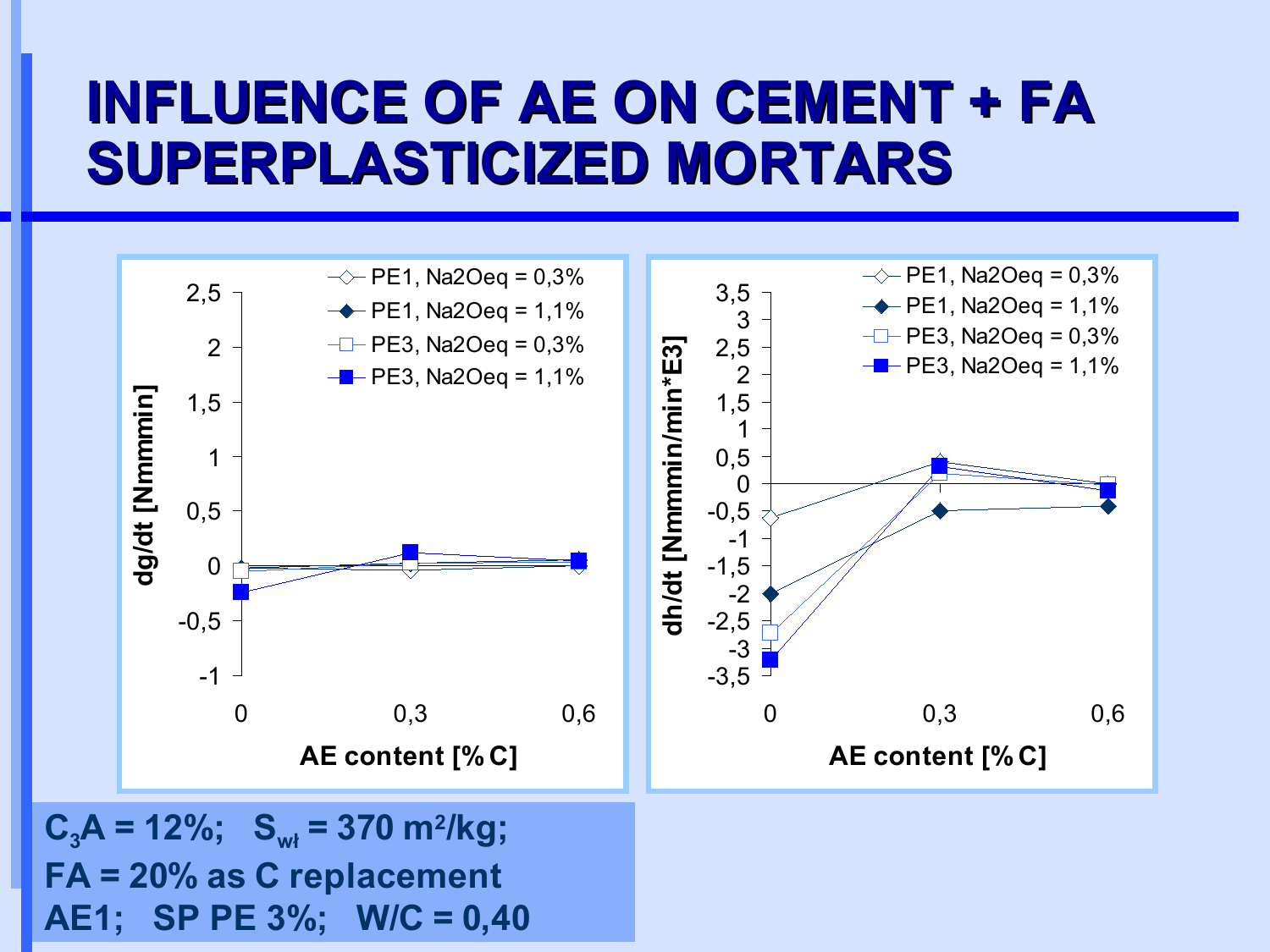# INFLUENCE OF AE ON CEMENT + FA SUPERPLASTICIZED MORTARS

$C_3A$ = 12%; $S_{wł}$ = 370 m²/kg;

FA = 20% as C replacement

AE1; SP PE 3%; W/C = 0,40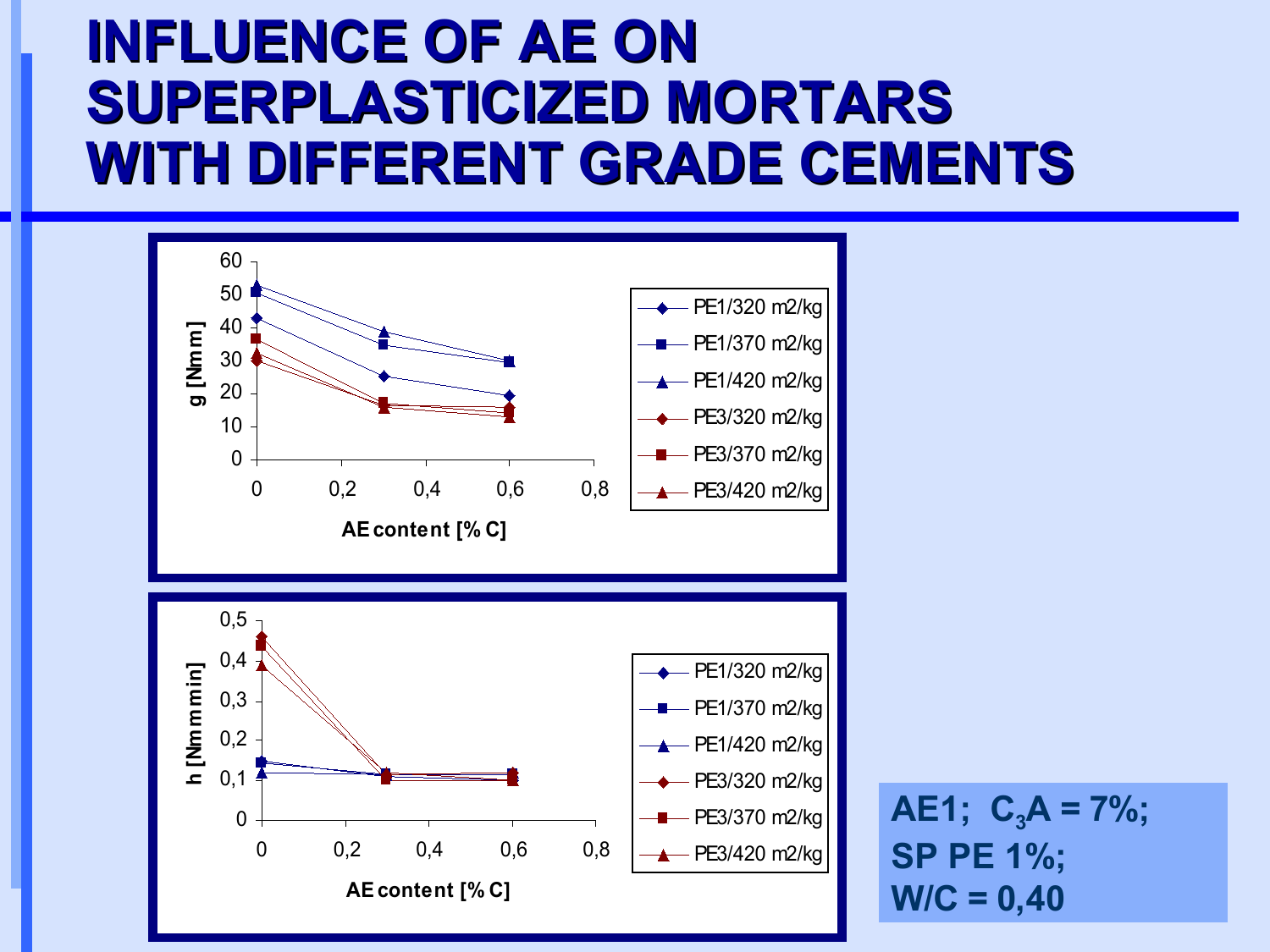# INFLUENCE OF AE ON SUPERPLASTICIZED MORTARS WITH DIFFERENT GRADE CEMENTS

AE content [% C]

g [Nmm]

- PE1/320 m2/kg
- PE1/370 m2/kg
- PE1/420 m2/kg
- PE3/320 m2/kg
- PE3/370 m2/kg
- PE3/420 m2/kg

AE content [% C]

h [Nmmmin]

- PE1/320 m2/kg
- PE1/370 m2/kg
- PE1/420 m2/kg
- PE3/320 m2/kg
- PE3/370 m2/kg
- PE3/420 m2/kg

**AE1; $C_3A$ = 7%;**
**SP PE 1%;**
**W/C = 0,40**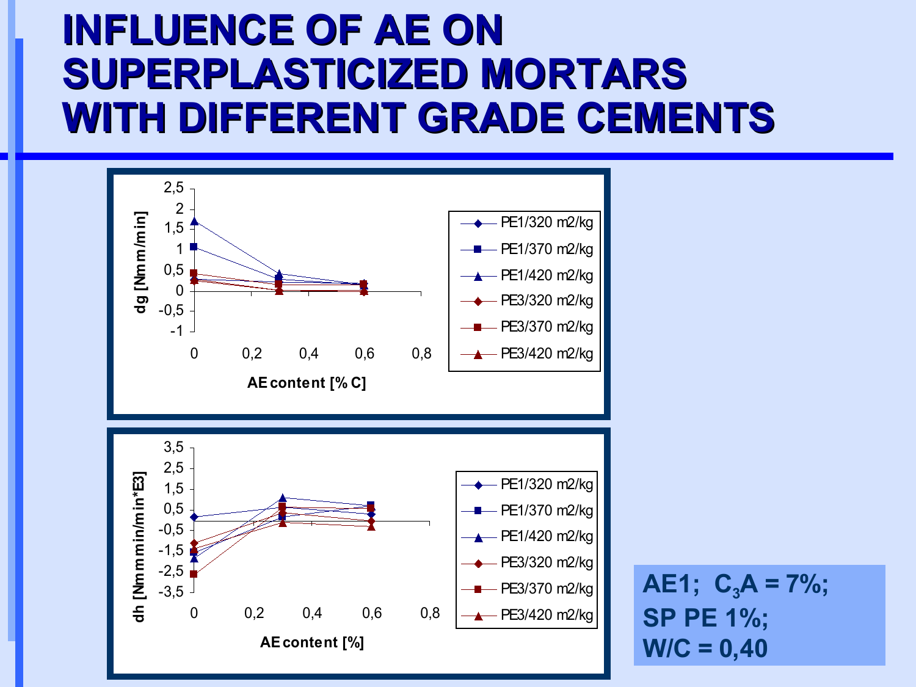# INFLUENCE OF AE ON SUPERPLASTICIZED MORTARS WITH DIFFERENT GRADE CEMENTS

dg [Nmm/min]

2,5
2
1,5
1
0,5
0
-0,5
-1

0 0,2 0,4 0,6 0,8

AE content [% C]

- PE1/320 m2/kg
- PE1/370 m2/kg
- PE1/420 m2/kg
- PE3/320 m2/kg
- PE3/370 m2/kg
- PE3/420 m2/kg

dh [Nmmmin/min*E3]

3,5
2,5
1,5
0,5
-0,5
-1,5
-2,5
-3,5

0 0,2 0,4 0,6 0,8

AE content [%]

- PE1/320 m2/kg
- PE1/370 m2/kg
- PE1/420 m2/kg
- PE3/320 m2/kg
- PE3/370 m2/kg
- PE3/420 m2/kg

**AE1; $C_3A$ = 7%;**
**SP PE 1%;**
**W/C = 0,40**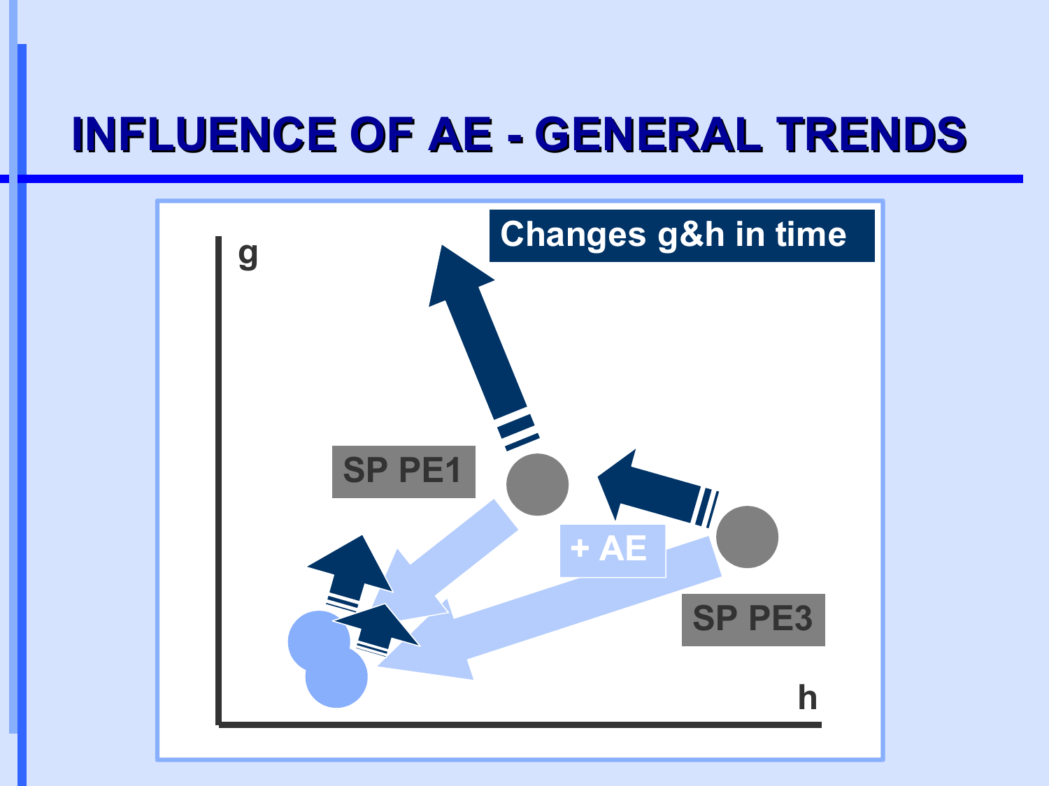# INFLUENCE OF AE - GENERAL TRENDS

Changes g&h in time

g

h

SP PE1

SP PE3

+ AE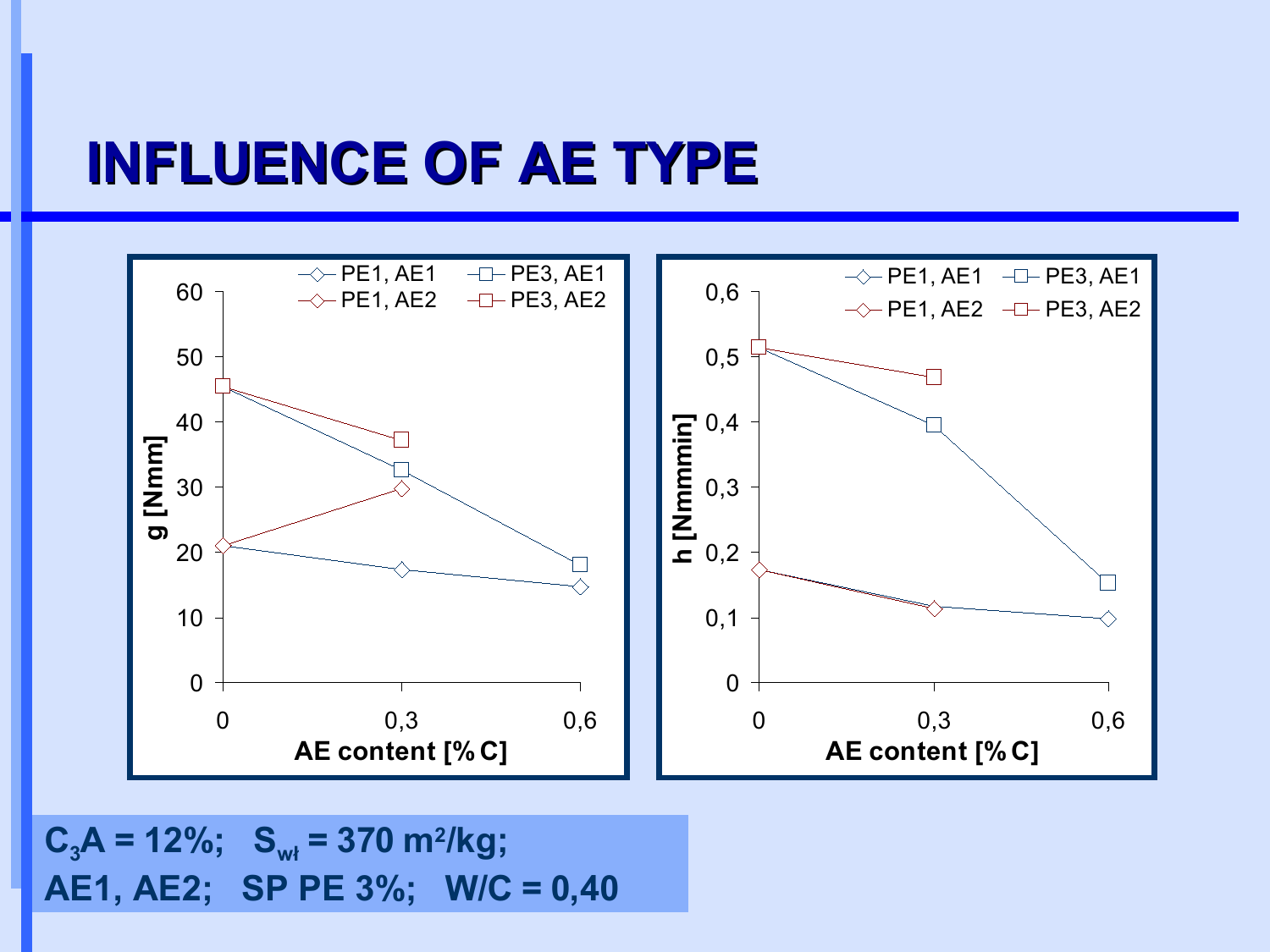# INFLUENCE OF AE TYPE

$C_3A$ = 12%; $S_{wł}$ = 370 m$^2$/kg;

AE1, AE2; SP PE 3%; W/C = 0,40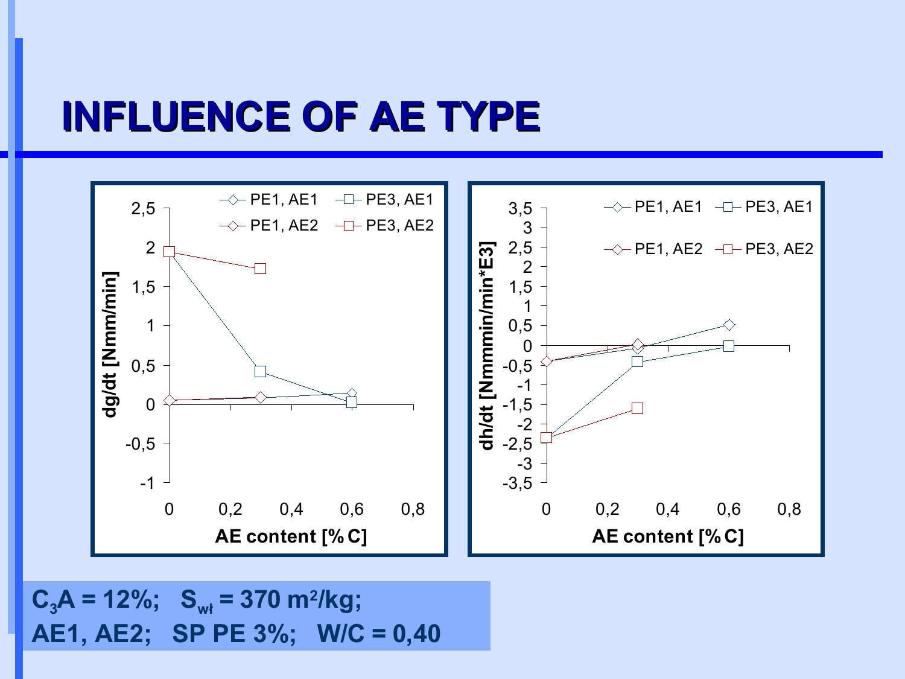# INFLUENCE OF AE TYPE

$C_3A$ = 12%; $S_{wł}$ = 370 m²/kg;
AE1, AE2; SP PE 3%; W/C = 0,40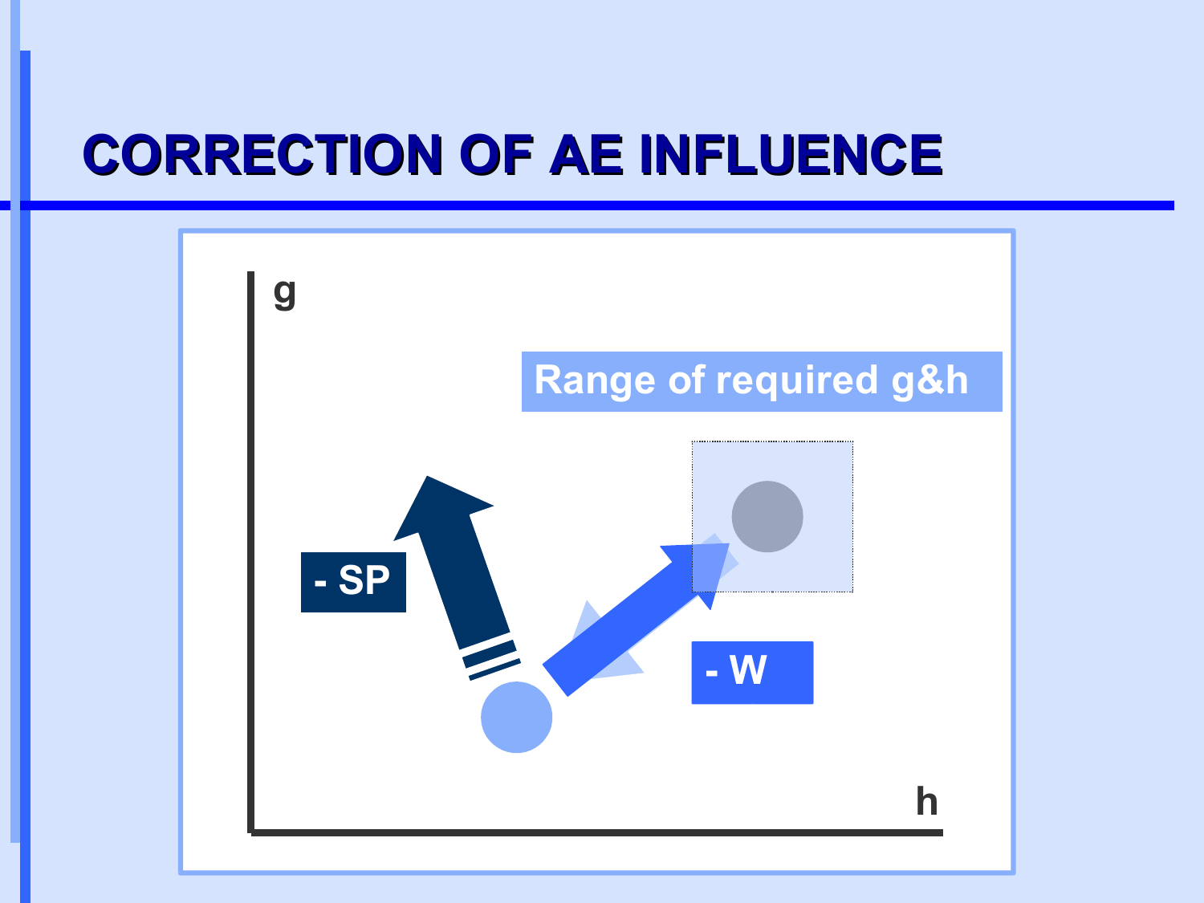# CORRECTION OF AE INFLUENCE

g

Range of required g&h

- SP

- W

h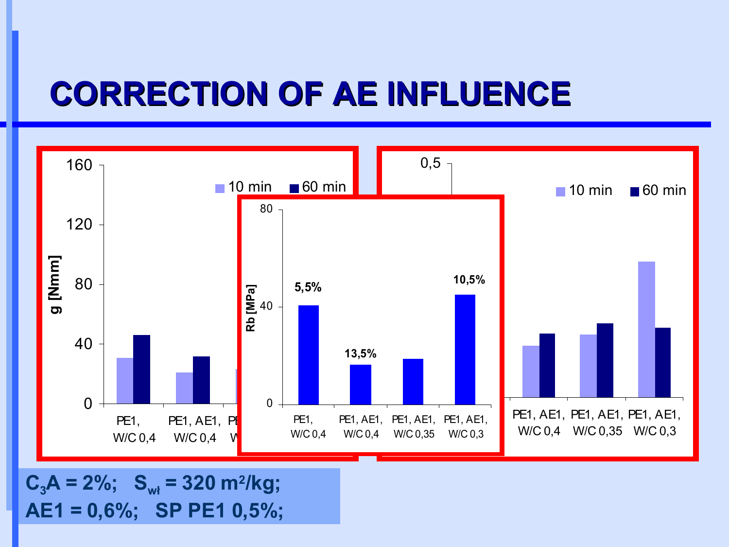# CORRECTION OF AE INFLUENCE

| | 10 min | 60 min |
|---|---|---|
| g [Nmm] | | |

Chart 1: g [Nmm] — 10 min, 60 min — PE1, W/C 0,4; PE1, AE1, W/C 0,4; ...

Chart 2: Rb [MPa]

| | PE1, W/C 0,4 | PE1, AE1, W/C 0,4 | PE1, AE1, W/C 0,35 | PE1, AE1, W/C 0,3 |
|---|---|---|---|---|
| Air content | 5,5% | 13,5% | | 10,5% |

Chart 3: 10 min, 60 min — ...; PE1, AE1, W/C 0,4; PE1, AE1, W/C 0,35; PE1, AE1, W/C 0,3

$C_3A$ = 2%; $S_{wł}$ = 320 m²/kg;

AE1 = 0,6%; SP PE1 0,5%;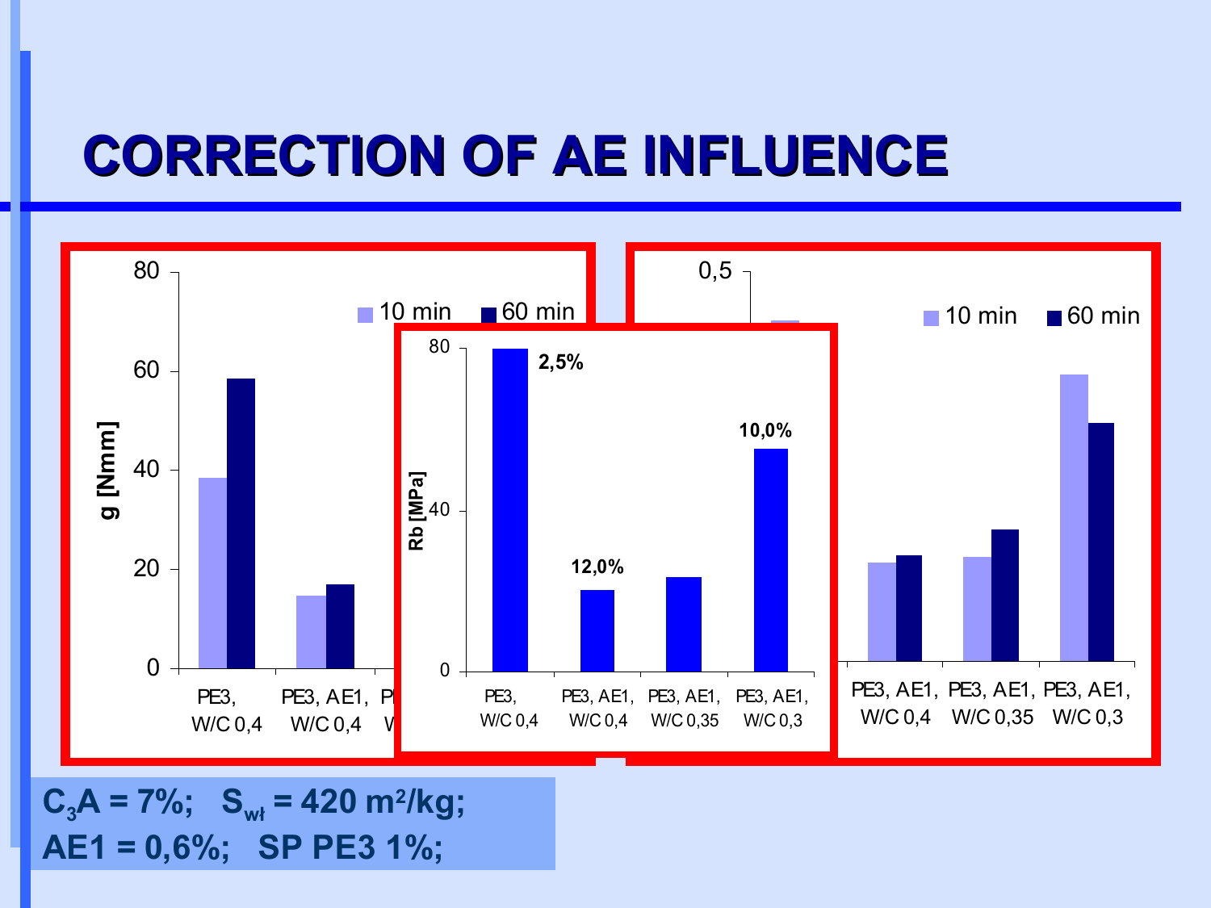# CORRECTION OF AE INFLUENCE

10 min ■ 60 min

g [Nmm]

80, 60, 40, 20, 0

PE3, W/C 0,4 — PE3, AE1, W/C 0,4 — PE3, AE1, W/C 0,35 — PE3, AE1, W/C 0,3

Rb [MPa]

80, 40, 0

2,5% — 12,0% — 10,0%

PE3, W/C 0,4 — PE3, AE1, W/C 0,4 — PE3, AE1, W/C 0,35 — PE3, AE1, W/C 0,3

0,5

10 min ■ 60 min

PE3, AE1, W/C 0,4 — PE3, AE1, W/C 0,35 — PE3, AE1, W/C 0,3

**$C_3A$ = 7%; $S_{wł}$ = 420 m²/kg;**

**AE1 = 0,6%; SP PE3 1%;**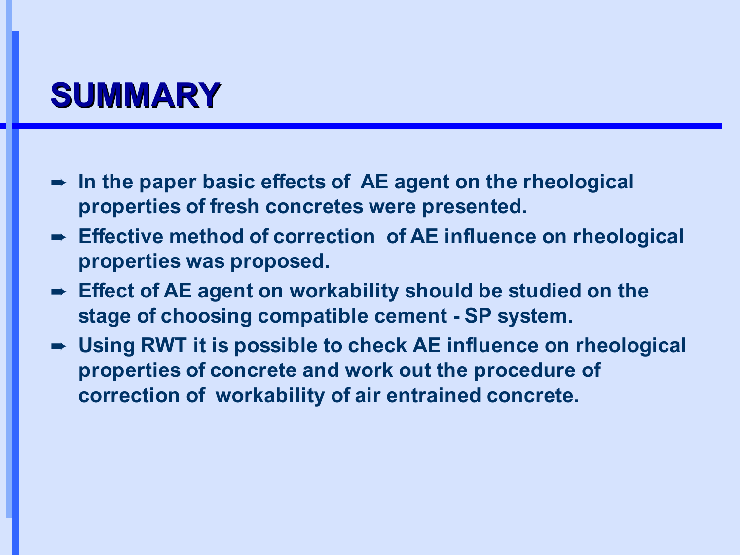# SUMMARY

- In the paper basic effects of AE agent on the rheological properties of fresh concretes were presented.
- Effective method of correction of AE influence on rheological properties was proposed.
- Effect of AE agent on workability should be studied on the stage of choosing compatible cement - SP system.
- Using RWT it is possible to check AE influence on rheological properties of concrete and work out the procedure of correction of workability of air entrained concrete.